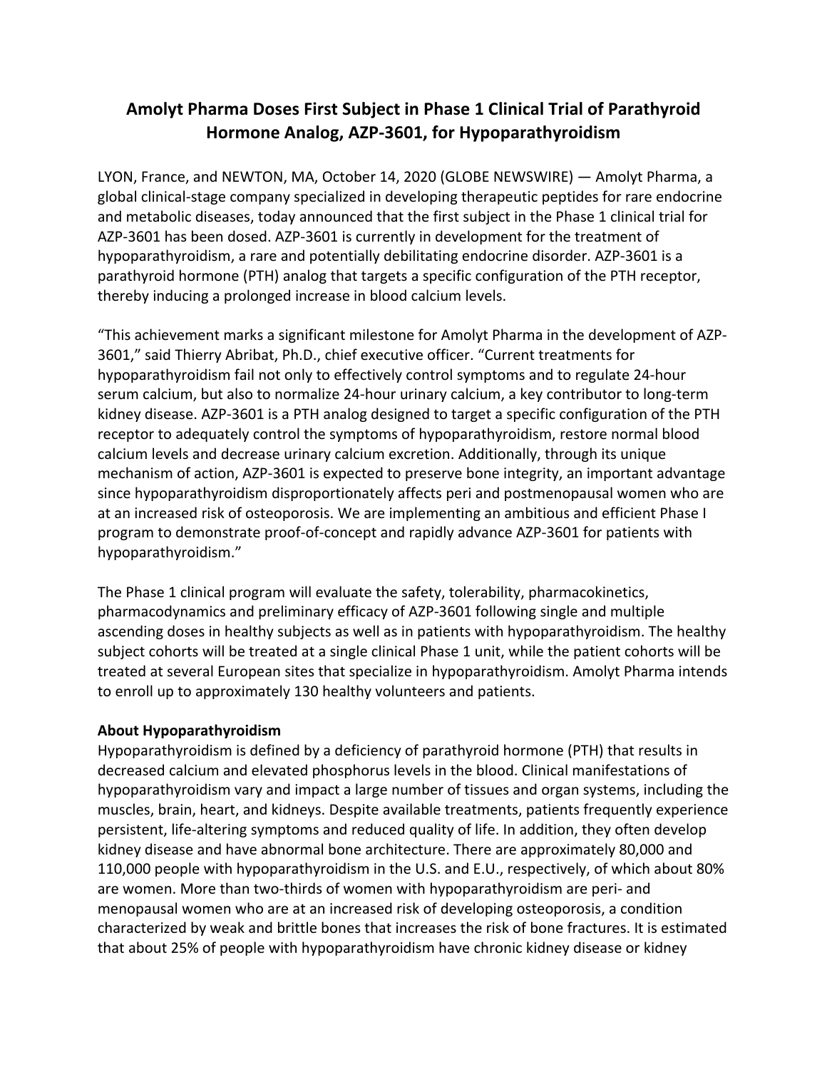# Amolyt Pharma Doses First Subject in Phase 1 Clinical Trial of Parathyroid Hormone Analog, AZP-3601, for Hypoparathyroidism

LYON, France, and NEWTON, MA, October 14, 2020 (GLOBE NEWSWIRE) — Amolyt Pharma, a global clinical-stage company specialized in developing therapeutic peptides for rare endocrine and metabolic diseases, today announced that the first subject in the Phase 1 clinical trial for AZP-3601 has been dosed. AZP-3601 is currently in development for the treatment of hypoparathyroidism, a rare and potentially debilitating endocrine disorder. AZP-3601 is a parathyroid hormone (PTH) analog that targets a specific configuration of the PTH receptor, thereby inducing a prolonged increase in blood calcium levels.

"This achievement marks a significant milestone for Amolyt Pharma in the development of AZP-3601," said Thierry Abribat, Ph.D., chief executive officer. "Current treatments for hypoparathyroidism fail not only to effectively control symptoms and to regulate 24-hour serum calcium, but also to normalize 24-hour urinary calcium, a key contributor to long-term kidney disease. AZP-3601 is a PTH analog designed to target a specific configuration of the PTH receptor to adequately control the symptoms of hypoparathyroidism, restore normal blood calcium levels and decrease urinary calcium excretion. Additionally, through its unique mechanism of action, AZP-3601 is expected to preserve bone integrity, an important advantage since hypoparathyroidism disproportionately affects peri and postmenopausal women who are at an increased risk of osteoporosis. We are implementing an ambitious and efficient Phase I program to demonstrate proof-of-concept and rapidly advance AZP-3601 for patients with hypoparathyroidism."

The Phase 1 clinical program will evaluate the safety, tolerability, pharmacokinetics, pharmacodynamics and preliminary efficacy of AZP-3601 following single and multiple ascending doses in healthy subjects as well as in patients with hypoparathyroidism. The healthy subject cohorts will be treated at a single clinical Phase 1 unit, while the patient cohorts will be treated at several European sites that specialize in hypoparathyroidism. Amolyt Pharma intends to enroll up to approximately 130 healthy volunteers and patients.

**About Hypoparathyroidism**

Hypoparathyroidism is defined by a deficiency of parathyroid hormone (PTH) that results in decreased calcium and elevated phosphorus levels in the blood. Clinical manifestations of hypoparathyroidism vary and impact a large number of tissues and organ systems, including the muscles, brain, heart, and kidneys. Despite available treatments, patients frequently experience persistent, life-altering symptoms and reduced quality of life. In addition, they often develop kidney disease and have abnormal bone architecture. There are approximately 80,000 and 110,000 people with hypoparathyroidism in the U.S. and E.U., respectively, of which about 80% are women. More than two-thirds of women with hypoparathyroidism are peri- and menopausal women who are at an increased risk of developing osteoporosis, a condition characterized by weak and brittle bones that increases the risk of bone fractures. It is estimated that about 25% of people with hypoparathyroidism have chronic kidney disease or kidney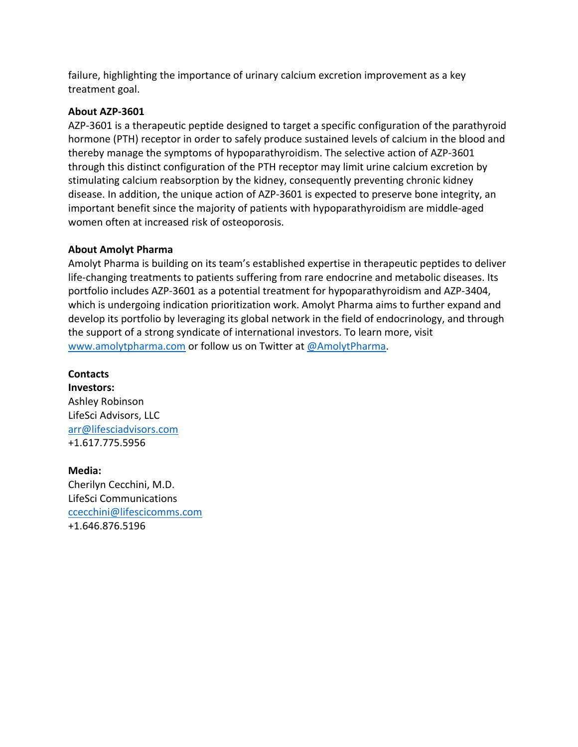failure, highlighting the importance of urinary calcium excretion improvement as a key treatment goal.

**About AZP-3601**

AZP-3601 is a therapeutic peptide designed to target a specific configuration of the parathyroid hormone (PTH) receptor in order to safely produce sustained levels of calcium in the blood and thereby manage the symptoms of hypoparathyroidism. The selective action of AZP-3601 through this distinct configuration of the PTH receptor may limit urine calcium excretion by stimulating calcium reabsorption by the kidney, consequently preventing chronic kidney disease. In addition, the unique action of AZP-3601 is expected to preserve bone integrity, an important benefit since the majority of patients with hypoparathyroidism are middle-aged women often at increased risk of osteoporosis.

**About Amolyt Pharma**

Amolyt Pharma is building on its team's established expertise in therapeutic peptides to deliver life-changing treatments to patients suffering from rare endocrine and metabolic diseases. Its portfolio includes AZP-3601 as a potential treatment for hypoparathyroidism and AZP-3404, which is undergoing indication prioritization work. Amolyt Pharma aims to further expand and develop its portfolio by leveraging its global network in the field of endocrinology, and through the support of a strong syndicate of international investors. To learn more, visit www.amolytpharma.com or follow us on Twitter at @AmolytPharma.

**Contacts**

**Investors:**

Ashley Robinson
LifeSci Advisors, LLC
arr@lifesciadvisors.com
+1.617.775.5956

**Media:**

Cherilyn Cecchini, M.D.
LifeSci Communications
ccecchini@lifescicomms.com
+1.646.876.5196